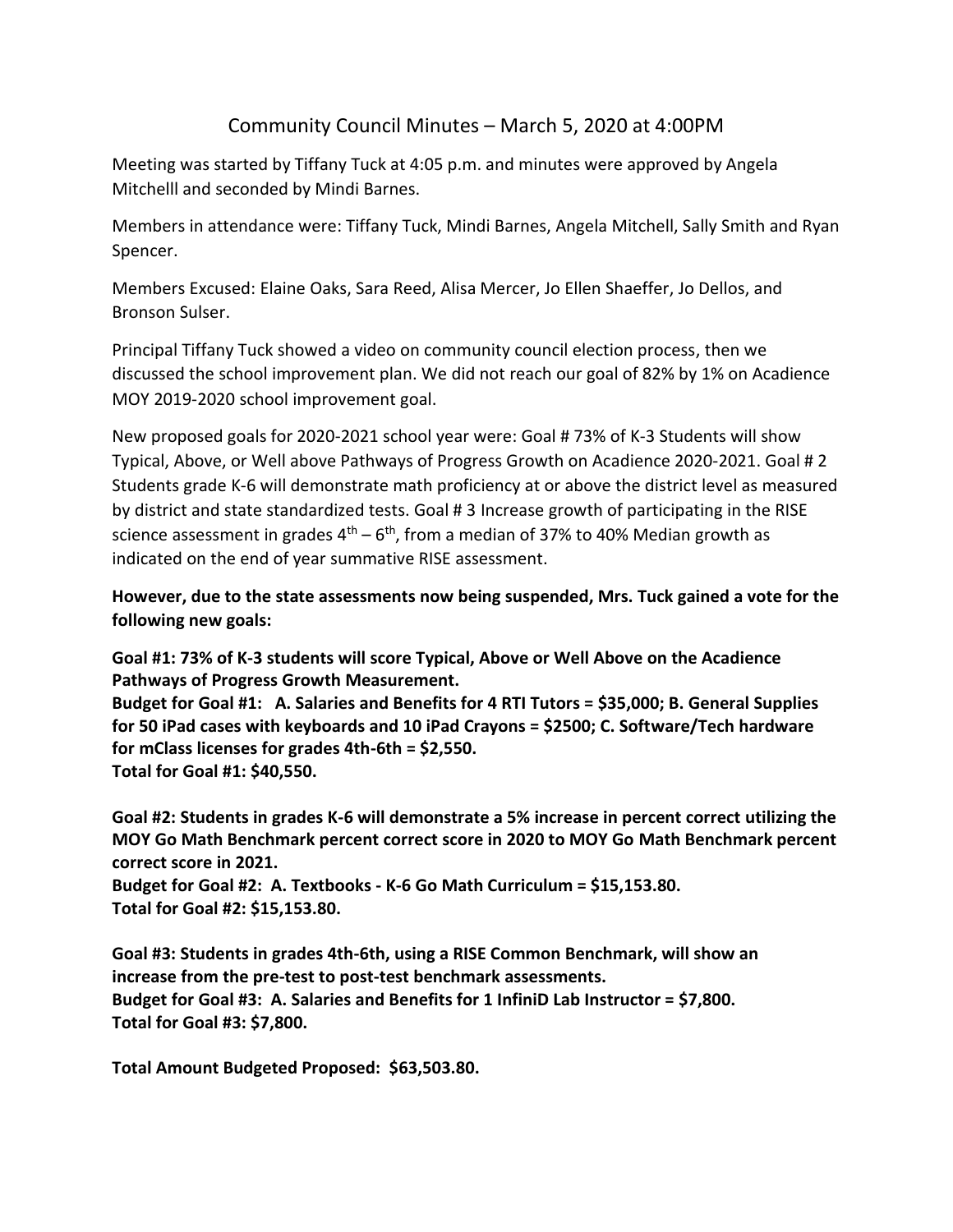# Community Council Minutes – March 5, 2020 at 4:00PM

Meeting was started by Tiffany Tuck at 4:05 p.m. and minutes were approved by Angela Mitchelll and seconded by Mindi Barnes.

Members in attendance were: Tiffany Tuck, Mindi Barnes, Angela Mitchell, Sally Smith and Ryan Spencer.

Members Excused: Elaine Oaks, Sara Reed, Alisa Mercer, Jo Ellen Shaeffer, Jo Dellos, and Bronson Sulser.

Principal Tiffany Tuck showed a video on community council election process, then we discussed the school improvement plan. We did not reach our goal of 82% by 1% on Acadience MOY 2019-2020 school improvement goal.

New proposed goals for 2020-2021 school year were: Goal # 73% of K-3 Students will show Typical, Above, or Well above Pathways of Progress Growth on Acadience 2020-2021. Goal # 2 Students grade K-6 will demonstrate math proficiency at or above the district level as measured by district and state standardized tests. Goal # 3 Increase growth of participating in the RISE science assessment in grades 4th – 6th, from a median of 37% to 40% Median growth as indicated on the end of year summative RISE assessment.

**However, due to the state assessments now being suspended, Mrs. Tuck gained a vote for the following new goals:**

**Goal #1: 73% of K-3 students will score Typical, Above or Well Above on the Acadience Pathways of Progress Growth Measurement.**
**Budget for Goal #1: A. Salaries and Benefits for 4 RTI Tutors = $35,000; B. General Supplies for 50 iPad cases with keyboards and 10 iPad Crayons = $2500; C. Software/Tech hardware for mClass licenses for grades 4th-6th = $2,550.**
**Total for Goal #1: $40,550.**

**Goal #2: Students in grades K-6 will demonstrate a 5% increase in percent correct utilizing the MOY Go Math Benchmark percent correct score in 2020 to MOY Go Math Benchmark percent correct score in 2021.**
**Budget for Goal #2: A. Textbooks - K-6 Go Math Curriculum = $15,153.80.**
**Total for Goal #2: $15,153.80.**

**Goal #3: Students in grades 4th-6th, using a RISE Common Benchmark, will show an increase from the pre-test to post-test benchmark assessments.**
**Budget for Goal #3: A. Salaries and Benefits for 1 InfiniD Lab Instructor = $7,800.**
**Total for Goal #3: $7,800.**

**Total Amount Budgeted Proposed: $63,503.80.**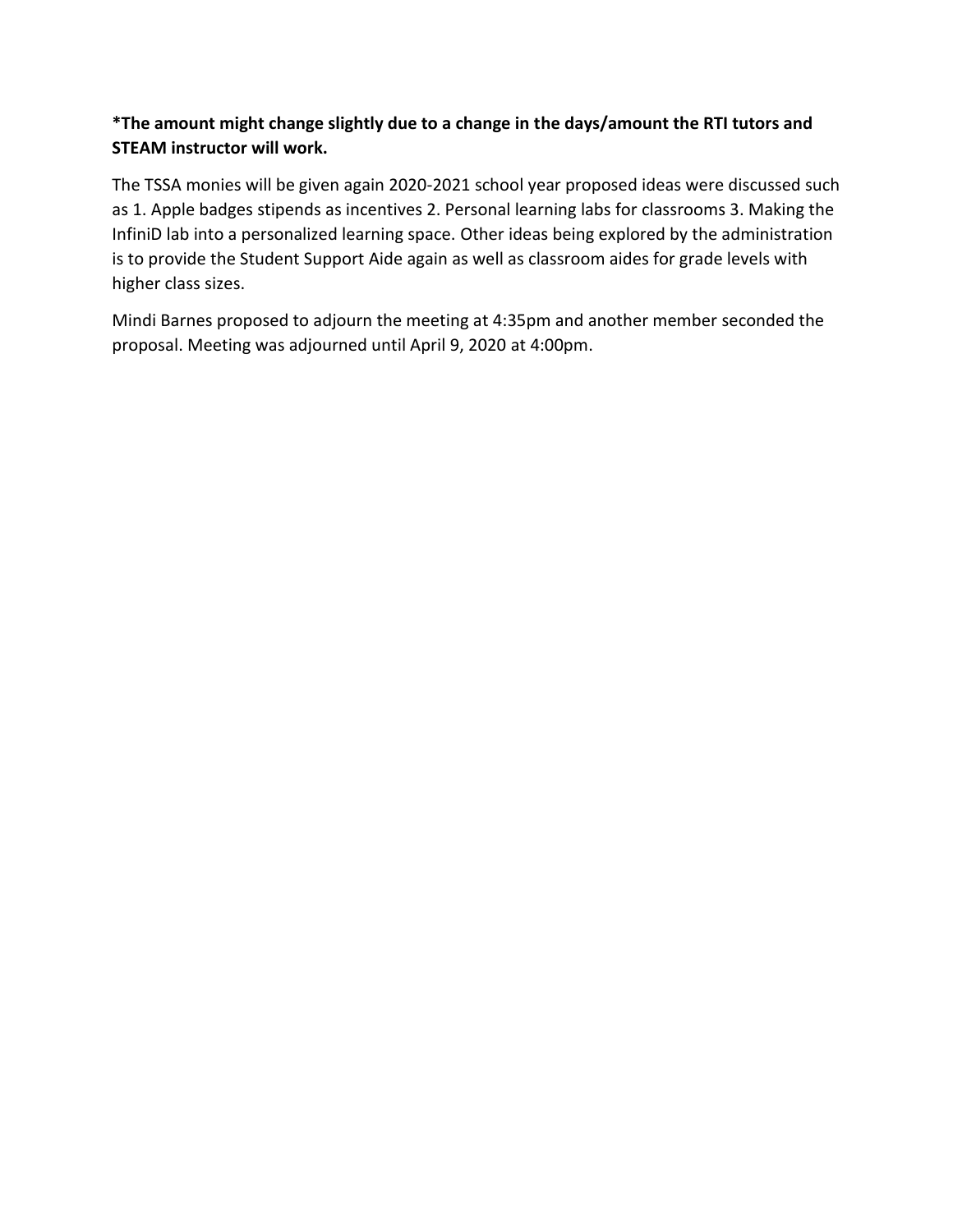**\*The amount might change slightly due to a change in the days/amount the RTI tutors and STEAM instructor will work.**

The TSSA monies will be given again 2020-2021 school year proposed ideas were discussed such as 1. Apple badges stipends as incentives 2. Personal learning labs for classrooms 3. Making the InfiniD lab into a personalized learning space. Other ideas being explored by the administration is to provide the Student Support Aide again as well as classroom aides for grade levels with higher class sizes.

Mindi Barnes proposed to adjourn the meeting at 4:35pm and another member seconded the proposal. Meeting was adjourned until April 9, 2020 at 4:00pm.